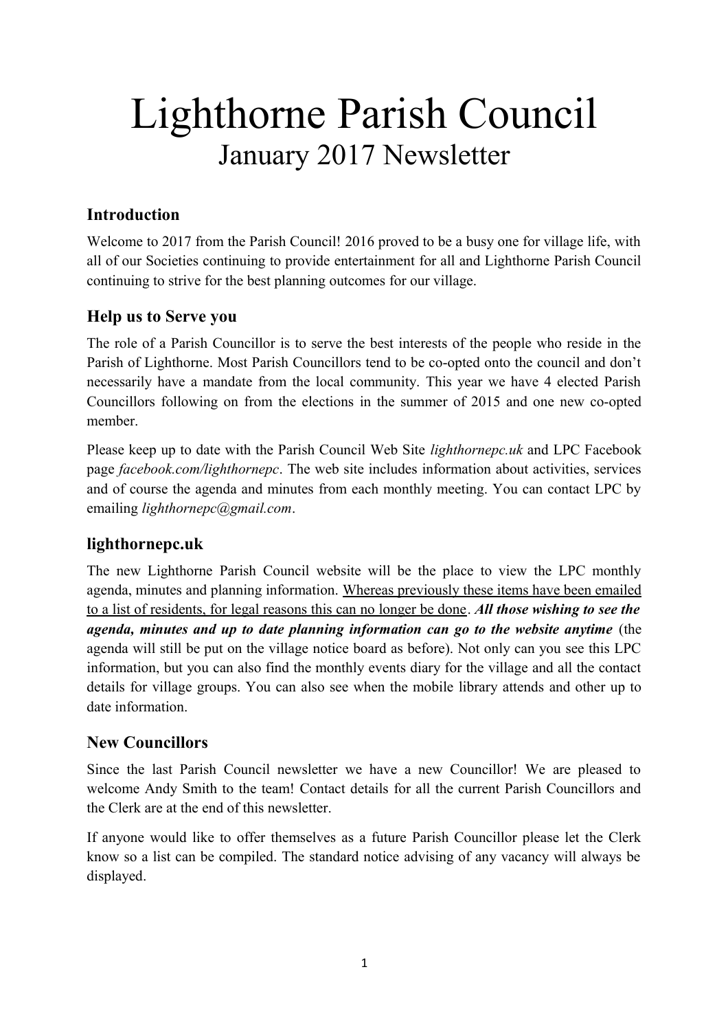# Lighthorne Parish Council

## January 2017 Newsletter

### Introduction

Welcome to 2017 from the Parish Council! 2016 proved to be a busy one for village life, with all of our Societies continuing to provide entertainment for all and Lighthorne Parish Council continuing to strive for the best planning outcomes for our village.

### Help us to Serve you

The role of a Parish Councillor is to serve the best interests of the people who reside in the Parish of Lighthorne. Most Parish Councillors tend to be co-opted onto the council and don't necessarily have a mandate from the local community. This year we have 4 elected Parish Councillors following on from the elections in the summer of 2015 and one new co-opted member.

Please keep up to date with the Parish Council Web Site *lighthornepc.uk* and LPC Facebook page *facebook.com/lighthornepc*. The web site includes information about activities, services and of course the agenda and minutes from each monthly meeting. You can contact LPC by emailing *lighthornepc@gmail.com*.

### lighthornepc.uk

The new Lighthorne Parish Council website will be the place to view the LPC monthly agenda, minutes and planning information. <u>Whereas previously these items have been emailed to a list of residents, for legal reasons this can no longer be done</u>. ***All those wishing to see the agenda, minutes and up to date planning information can go to the website anytime*** (the agenda will still be put on the village notice board as before). Not only can you see this LPC information, but you can also find the monthly events diary for the village and all the contact details for village groups. You can also see when the mobile library attends and other up to date information.

### New Councillors

Since the last Parish Council newsletter we have a new Councillor! We are pleased to welcome Andy Smith to the team! Contact details for all the current Parish Councillors and the Clerk are at the end of this newsletter.

If anyone would like to offer themselves as a future Parish Councillor please let the Clerk know so a list can be compiled. The standard notice advising of any vacancy will always be displayed.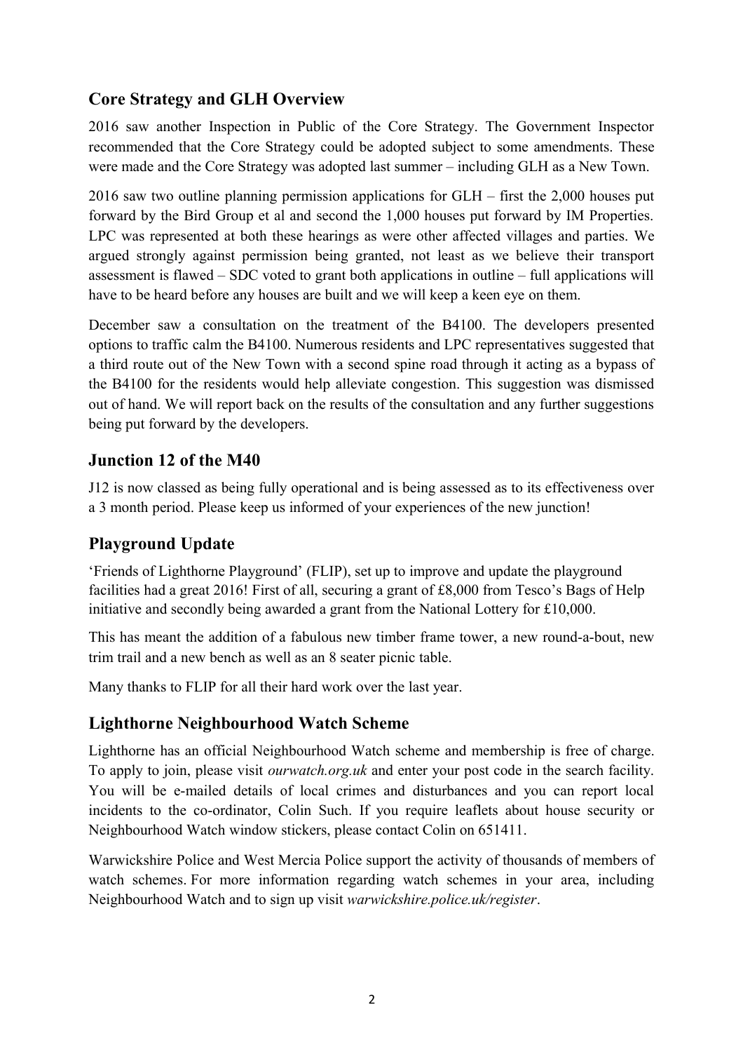## Core Strategy and GLH Overview

2016 saw another Inspection in Public of the Core Strategy. The Government Inspector recommended that the Core Strategy could be adopted subject to some amendments. These were made and the Core Strategy was adopted last summer – including GLH as a New Town.

2016 saw two outline planning permission applications for GLH – first the 2,000 houses put forward by the Bird Group et al and second the 1,000 houses put forward by IM Properties. LPC was represented at both these hearings as were other affected villages and parties. We argued strongly against permission being granted, not least as we believe their transport assessment is flawed – SDC voted to grant both applications in outline – full applications will have to be heard before any houses are built and we will keep a keen eye on them.

December saw a consultation on the treatment of the B4100. The developers presented options to traffic calm the B4100. Numerous residents and LPC representatives suggested that a third route out of the New Town with a second spine road through it acting as a bypass of the B4100 for the residents would help alleviate congestion. This suggestion was dismissed out of hand. We will report back on the results of the consultation and any further suggestions being put forward by the developers.

## Junction 12 of the M40

J12 is now classed as being fully operational and is being assessed as to its effectiveness over a 3 month period. Please keep us informed of your experiences of the new junction!

## Playground Update

'Friends of Lighthorne Playground' (FLIP), set up to improve and update the playground facilities had a great 2016! First of all, securing a grant of £8,000 from Tesco's Bags of Help initiative and secondly being awarded a grant from the National Lottery for £10,000.

This has meant the addition of a fabulous new timber frame tower, a new round-a-bout, new trim trail and a new bench as well as an 8 seater picnic table.

Many thanks to FLIP for all their hard work over the last year.

## Lighthorne Neighbourhood Watch Scheme

Lighthorne has an official Neighbourhood Watch scheme and membership is free of charge. To apply to join, please visit *ourwatch.org.uk* and enter your post code in the search facility. You will be e-mailed details of local crimes and disturbances and you can report local incidents to the co-ordinator, Colin Such. If you require leaflets about house security or Neighbourhood Watch window stickers, please contact Colin on 651411.

Warwickshire Police and West Mercia Police support the activity of thousands of members of watch schemes. For more information regarding watch schemes in your area, including Neighbourhood Watch and to sign up visit *warwickshire.police.uk/register*.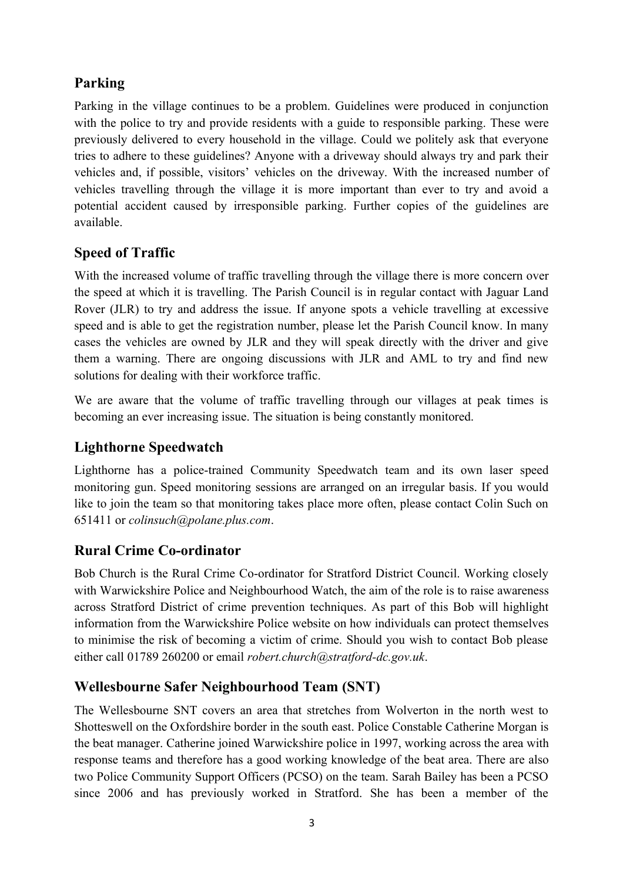## Parking

Parking in the village continues to be a problem. Guidelines were produced in conjunction with the police to try and provide residents with a guide to responsible parking. These were previously delivered to every household in the village. Could we politely ask that everyone tries to adhere to these guidelines? Anyone with a driveway should always try and park their vehicles and, if possible, visitors' vehicles on the driveway. With the increased number of vehicles travelling through the village it is more important than ever to try and avoid a potential accident caused by irresponsible parking. Further copies of the guidelines are available.

## Speed of Traffic

With the increased volume of traffic travelling through the village there is more concern over the speed at which it is travelling. The Parish Council is in regular contact with Jaguar Land Rover (JLR) to try and address the issue. If anyone spots a vehicle travelling at excessive speed and is able to get the registration number, please let the Parish Council know. In many cases the vehicles are owned by JLR and they will speak directly with the driver and give them a warning. There are ongoing discussions with JLR and AML to try and find new solutions for dealing with their workforce traffic.

We are aware that the volume of traffic travelling through our villages at peak times is becoming an ever increasing issue. The situation is being constantly monitored.

## Lighthorne Speedwatch

Lighthorne has a police-trained Community Speedwatch team and its own laser speed monitoring gun. Speed monitoring sessions are arranged on an irregular basis. If you would like to join the team so that monitoring takes place more often, please contact Colin Such on 651411 or *colinsuch@polane.plus.com*.

## Rural Crime Co-ordinator

Bob Church is the Rural Crime Co-ordinator for Stratford District Council. Working closely with Warwickshire Police and Neighbourhood Watch, the aim of the role is to raise awareness across Stratford District of crime prevention techniques. As part of this Bob will highlight information from the Warwickshire Police website on how individuals can protect themselves to minimise the risk of becoming a victim of crime. Should you wish to contact Bob please either call 01789 260200 or email *robert.church@stratford-dc.gov.uk*.

## Wellesbourne Safer Neighbourhood Team (SNT)

The Wellesbourne SNT covers an area that stretches from Wolverton in the north west to Shotteswell on the Oxfordshire border in the south east. Police Constable Catherine Morgan is the beat manager. Catherine joined Warwickshire police in 1997, working across the area with response teams and therefore has a good working knowledge of the beat area. There are also two Police Community Support Officers (PCSO) on the team. Sarah Bailey has been a PCSO since 2006 and has previously worked in Stratford. She has been a member of the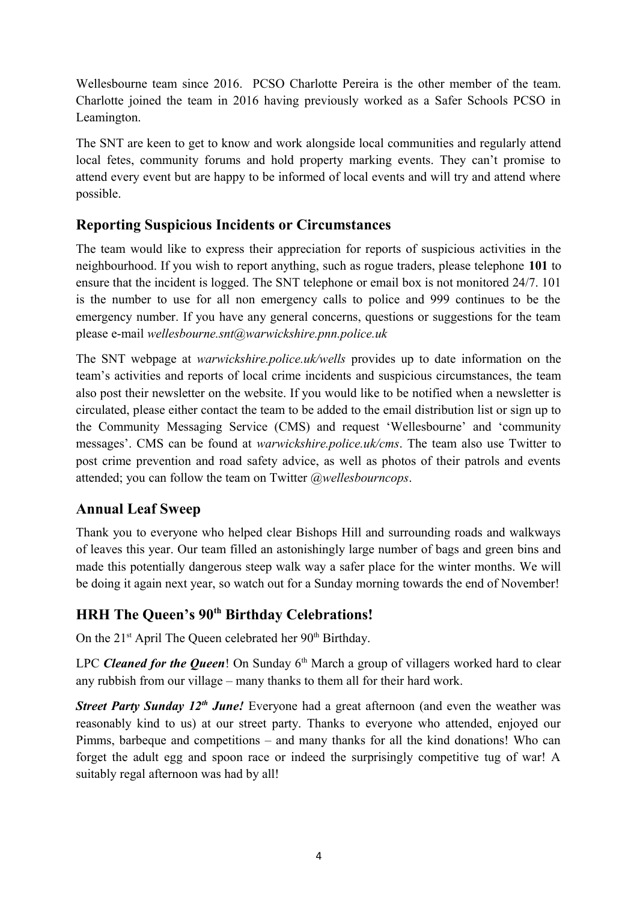Wellesbourne team since 2016. PCSO Charlotte Pereira is the other member of the team. Charlotte joined the team in 2016 having previously worked as a Safer Schools PCSO in Leamington.

The SNT are keen to get to know and work alongside local communities and regularly attend local fetes, community forums and hold property marking events. They can't promise to attend every event but are happy to be informed of local events and will try and attend where possible.

## Reporting Suspicious Incidents or Circumstances

The team would like to express their appreciation for reports of suspicious activities in the neighbourhood. If you wish to report anything, such as rogue traders, please telephone **101** to ensure that the incident is logged. The SNT telephone or email box is not monitored 24/7. 101 is the number to use for all non emergency calls to police and 999 continues to be the emergency number. If you have any general concerns, questions or suggestions for the team please e-mail *wellesbourne.snt@warwickshire.pnn.police.uk*

The SNT webpage at *warwickshire.police.uk/wells* provides up to date information on the team's activities and reports of local crime incidents and suspicious circumstances, the team also post their newsletter on the website. If you would like to be notified when a newsletter is circulated, please either contact the team to be added to the email distribution list or sign up to the Community Messaging Service (CMS) and request 'Wellesbourne' and 'community messages'. CMS can be found at *warwickshire.police.uk/cms*. The team also use Twitter to post crime prevention and road safety advice, as well as photos of their patrols and events attended; you can follow the team on Twitter *@wellesbourncops*.

## Annual Leaf Sweep

Thank you to everyone who helped clear Bishops Hill and surrounding roads and walkways of leaves this year. Our team filled an astonishingly large number of bags and green bins and made this potentially dangerous steep walk way a safer place for the winter months. We will be doing it again next year, so watch out for a Sunday morning towards the end of November!

## HRH The Queen's 90th Birthday Celebrations!

On the 21st April The Queen celebrated her 90th Birthday.

LPC ***Cleaned for the Queen***! On Sunday 6th March a group of villagers worked hard to clear any rubbish from our village – many thanks to them all for their hard work.

***Street Party Sunday 12th June!*** Everyone had a great afternoon (and even the weather was reasonably kind to us) at our street party. Thanks to everyone who attended, enjoyed our Pimms, barbeque and competitions – and many thanks for all the kind donations! Who can forget the adult egg and spoon race or indeed the surprisingly competitive tug of war! A suitably regal afternoon was had by all!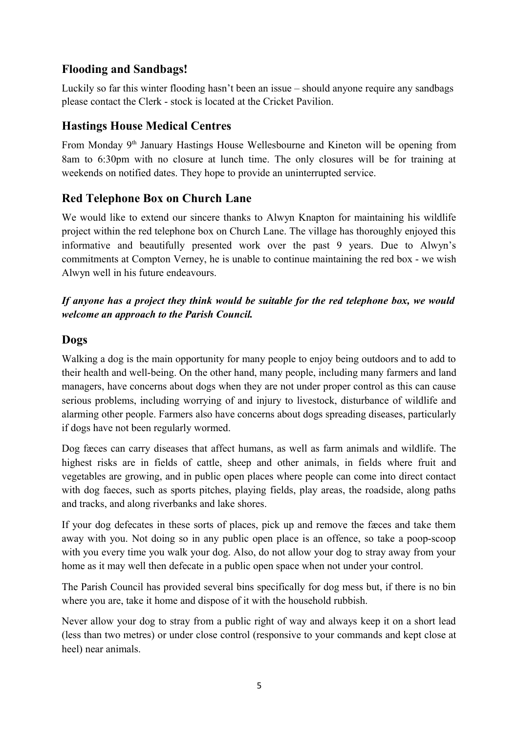## Flooding and Sandbags!

Luckily so far this winter flooding hasn't been an issue – should anyone require any sandbags please contact the Clerk - stock is located at the Cricket Pavilion.

## Hastings House Medical Centres

From Monday 9th January Hastings House Wellesbourne and Kineton will be opening from 8am to 6:30pm with no closure at lunch time. The only closures will be for training at weekends on notified dates. They hope to provide an uninterrupted service.

## Red Telephone Box on Church Lane

We would like to extend our sincere thanks to Alwyn Knapton for maintaining his wildlife project within the red telephone box on Church Lane. The village has thoroughly enjoyed this informative and beautifully presented work over the past 9 years. Due to Alwyn's commitments at Compton Verney, he is unable to continue maintaining the red box - we wish Alwyn well in his future endeavours.

***If anyone has a project they think would be suitable for the red telephone box, we would welcome an approach to the Parish Council.***

## Dogs

Walking a dog is the main opportunity for many people to enjoy being outdoors and to add to their health and well-being. On the other hand, many people, including many farmers and land managers, have concerns about dogs when they are not under proper control as this can cause serious problems, including worrying of and injury to livestock, disturbance of wildlife and alarming other people. Farmers also have concerns about dogs spreading diseases, particularly if dogs have not been regularly wormed.

Dog fæces can carry diseases that affect humans, as well as farm animals and wildlife. The highest risks are in fields of cattle, sheep and other animals, in fields where fruit and vegetables are growing, and in public open places where people can come into direct contact with dog faeces, such as sports pitches, playing fields, play areas, the roadside, along paths and tracks, and along riverbanks and lake shores.

If your dog defecates in these sorts of places, pick up and remove the fæces and take them away with you. Not doing so in any public open place is an offence, so take a poop-scoop with you every time you walk your dog. Also, do not allow your dog to stray away from your home as it may well then defecate in a public open space when not under your control.

The Parish Council has provided several bins specifically for dog mess but, if there is no bin where you are, take it home and dispose of it with the household rubbish.

Never allow your dog to stray from a public right of way and always keep it on a short lead (less than two metres) or under close control (responsive to your commands and kept close at heel) near animals.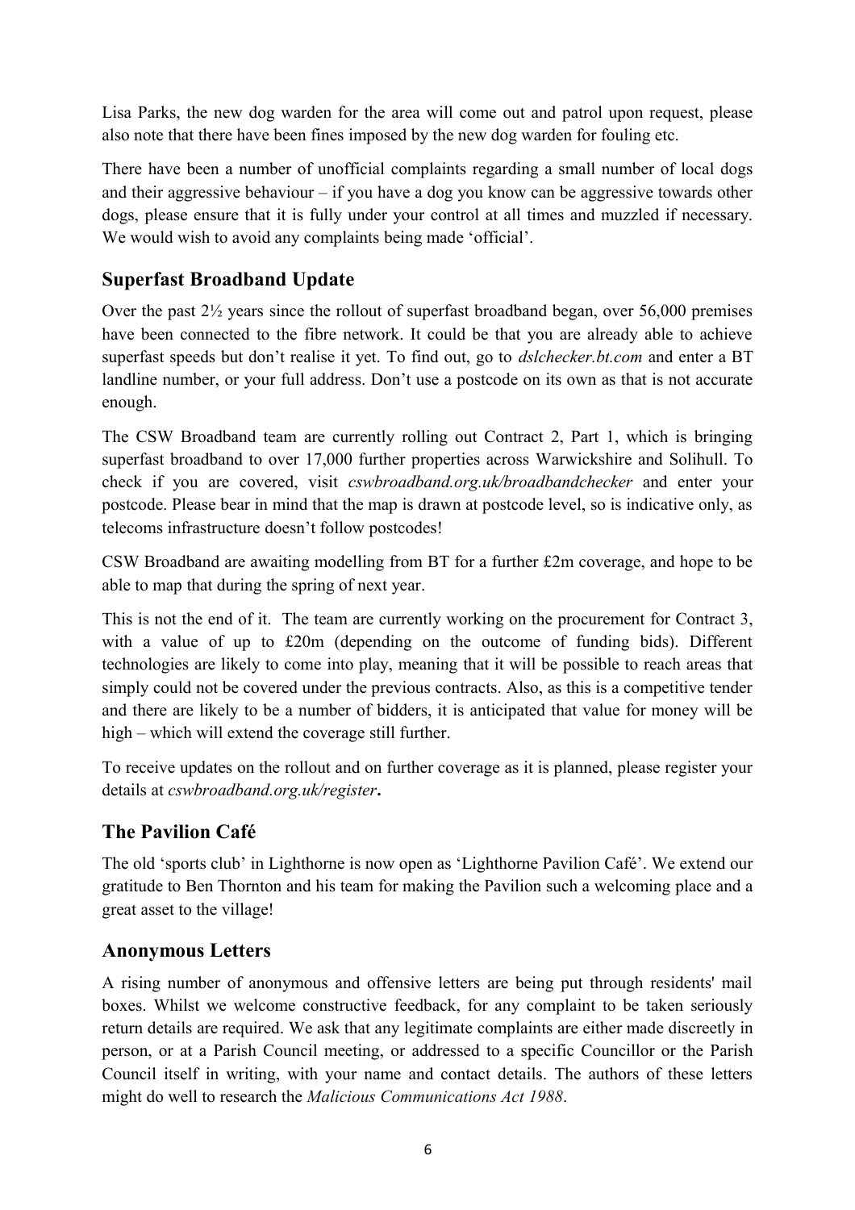Lisa Parks, the new dog warden for the area will come out and patrol upon request, please also note that there have been fines imposed by the new dog warden for fouling etc.

There have been a number of unofficial complaints regarding a small number of local dogs and their aggressive behaviour – if you have a dog you know can be aggressive towards other dogs, please ensure that it is fully under your control at all times and muzzled if necessary. We would wish to avoid any complaints being made 'official'.

## Superfast Broadband Update

Over the past 2½ years since the rollout of superfast broadband began, over 56,000 premises have been connected to the fibre network. It could be that you are already able to achieve superfast speeds but don't realise it yet. To find out, go to *dslchecker.bt.com* and enter a BT landline number, or your full address. Don't use a postcode on its own as that is not accurate enough.

The CSW Broadband team are currently rolling out Contract 2, Part 1, which is bringing superfast broadband to over 17,000 further properties across Warwickshire and Solihull. To check if you are covered, visit *cswbroadband.org.uk/broadbandchecker* and enter your postcode. Please bear in mind that the map is drawn at postcode level, so is indicative only, as telecoms infrastructure doesn't follow postcodes!

CSW Broadband are awaiting modelling from BT for a further £2m coverage, and hope to be able to map that during the spring of next year.

This is not the end of it. The team are currently working on the procurement for Contract 3, with a value of up to £20m (depending on the outcome of funding bids). Different technologies are likely to come into play, meaning that it will be possible to reach areas that simply could not be covered under the previous contracts. Also, as this is a competitive tender and there are likely to be a number of bidders, it is anticipated that value for money will be high – which will extend the coverage still further.

To receive updates on the rollout and on further coverage as it is planned, please register your details at *cswbroadband.org.uk/register***.**

## The Pavilion Café

The old 'sports club' in Lighthorne is now open as 'Lighthorne Pavilion Café'. We extend our gratitude to Ben Thornton and his team for making the Pavilion such a welcoming place and a great asset to the village!

## Anonymous Letters

A rising number of anonymous and offensive letters are being put through residents' mail boxes. Whilst we welcome constructive feedback, for any complaint to be taken seriously return details are required. We ask that any legitimate complaints are either made discreetly in person, or at a Parish Council meeting, or addressed to a specific Councillor or the Parish Council itself in writing, with your name and contact details. The authors of these letters might do well to research the *Malicious Communications Act 1988*.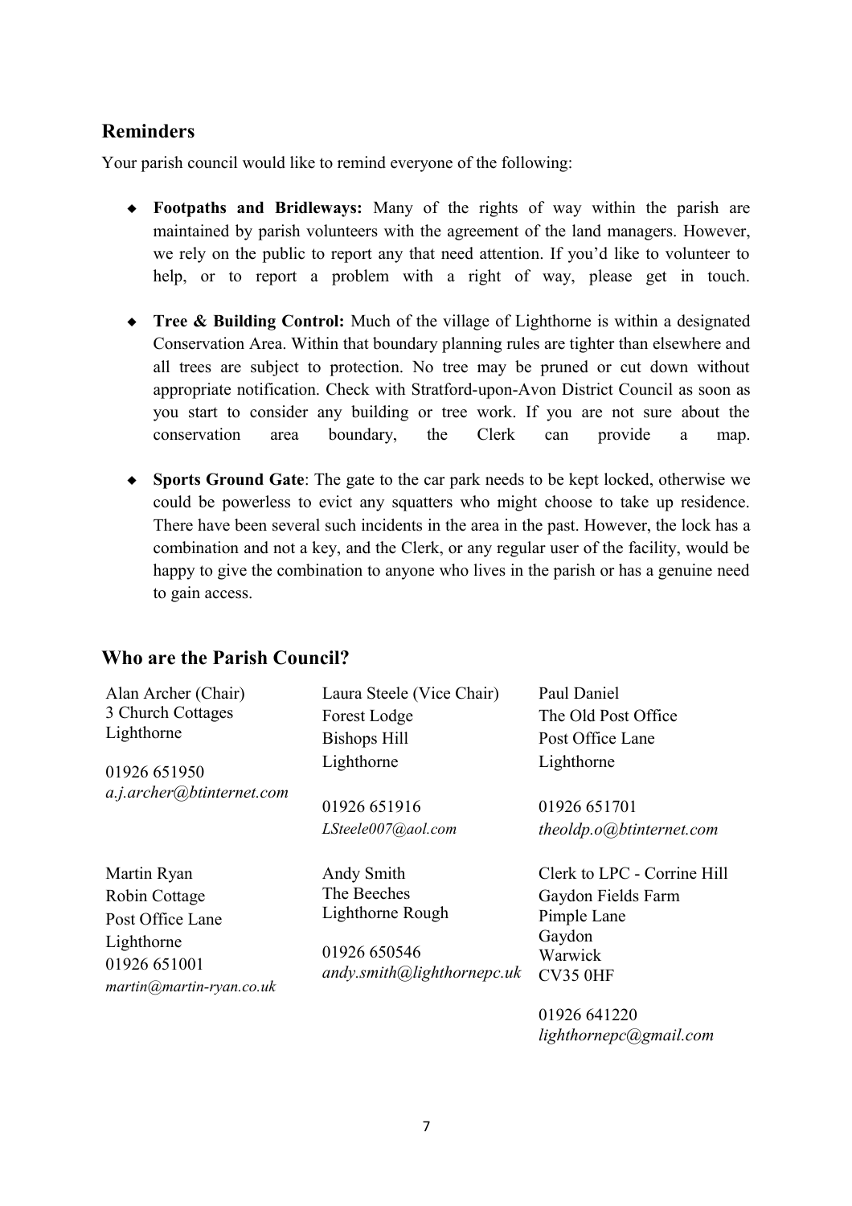## Reminders

Your parish council would like to remind everyone of the following:

- **Footpaths and Bridleways:** Many of the rights of way within the parish are maintained by parish volunteers with the agreement of the land managers. However, we rely on the public to report any that need attention. If you'd like to volunteer to help, or to report a problem with a right of way, please get in touch.
- **Tree & Building Control:** Much of the village of Lighthorne is within a designated Conservation Area. Within that boundary planning rules are tighter than elsewhere and all trees are subject to protection. No tree may be pruned or cut down without appropriate notification. Check with Stratford-upon-Avon District Council as soon as you start to consider any building or tree work. If you are not sure about the conservation area boundary, the Clerk can provide a map.
- **Sports Ground Gate**: The gate to the car park needs to be kept locked, otherwise we could be powerless to evict any squatters who might choose to take up residence. There have been several such incidents in the area in the past. However, the lock has a combination and not a key, and the Clerk, or any regular user of the facility, would be happy to give the combination to anyone who lives in the parish or has a genuine need to gain access.

## Who are the Parish Council?

Alan Archer (Chair)
3 Church Cottages
Lighthorne

01926 651950
*a.j.archer@btinternet.com*

Laura Steele (Vice Chair)
Forest Lodge
Bishops Hill
Lighthorne

01926 651916
*LSteele007@aol.com*

Paul Daniel
The Old Post Office
Post Office Lane
Lighthorne

01926 651701
*theoldp.o@btinternet.com*

Martin Ryan
Robin Cottage
Post Office Lane
Lighthorne
01926 651001
*martin@martin-ryan.co.uk*

Andy Smith
The Beeches
Lighthorne Rough

01926 650546
*andy.smith@lighthornepc.uk*

Clerk to LPC - Corrine Hill
Gaydon Fields Farm
Pimple Lane
Gaydon
Warwick
CV35 0HF

01926 641220
*lighthornepc@gmail.com*